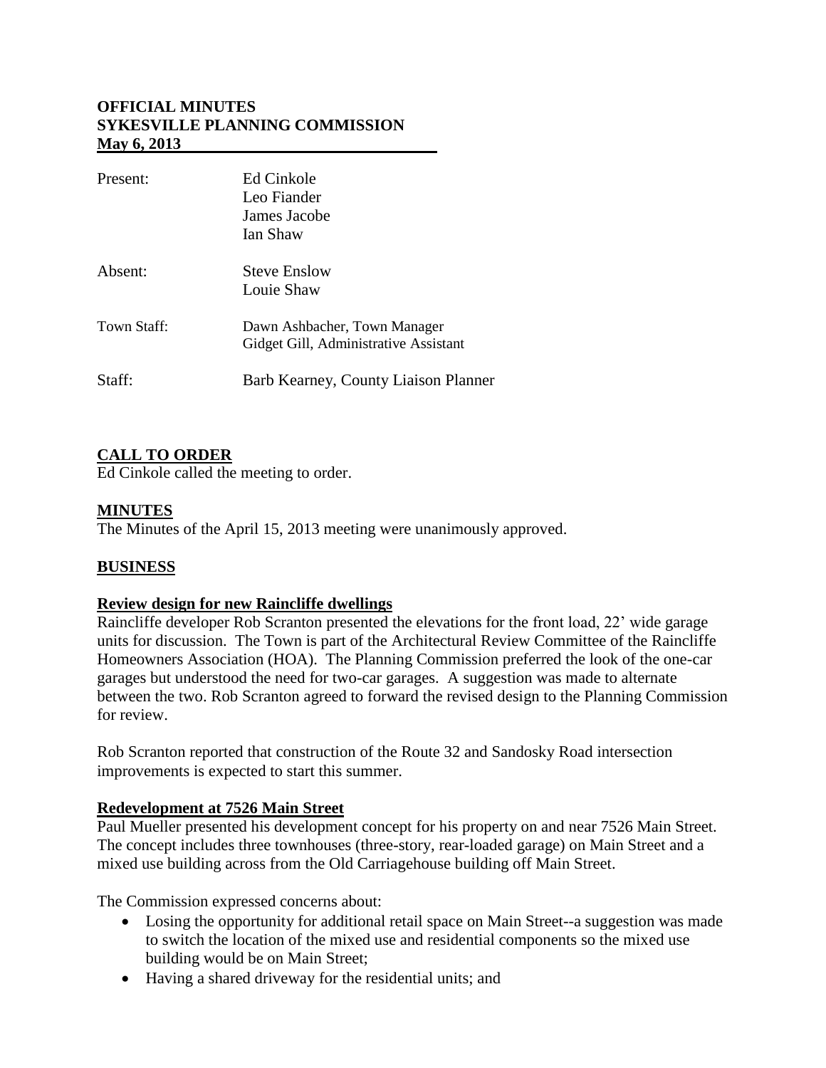**OFFICIAL MINUTES**
**SYKESVILLE PLANNING COMMISSION**
**May 6, 2013**

| | |
|---|---|
| Present: | Ed Cinkole<br>Leo Fiander<br>James Jacobe<br>Ian Shaw |
| Absent: | Steve Enslow<br>Louie Shaw |
| Town Staff: | Dawn Ashbacher, Town Manager<br>Gidget Gill, Administrative Assistant |
| Staff: | Barb Kearney, County Liaison Planner |

## CALL TO ORDER

Ed Cinkole called the meeting to order.

## MINUTES

The Minutes of the April 15, 2013 meeting were unanimously approved.

## BUSINESS

### Review design for new Raincliffe dwellings

Raincliffe developer Rob Scranton presented the elevations for the front load, 22' wide garage units for discussion. The Town is part of the Architectural Review Committee of the Raincliffe Homeowners Association (HOA). The Planning Commission preferred the look of the one-car garages but understood the need for two-car garages. A suggestion was made to alternate between the two. Rob Scranton agreed to forward the revised design to the Planning Commission for review.

Rob Scranton reported that construction of the Route 32 and Sandosky Road intersection improvements is expected to start this summer.

### Redevelopment at 7526 Main Street

Paul Mueller presented his development concept for his property on and near 7526 Main Street. The concept includes three townhouses (three-story, rear-loaded garage) on Main Street and a mixed use building across from the Old Carriagehouse building off Main Street.

The Commission expressed concerns about:

- Losing the opportunity for additional retail space on Main Street--a suggestion was made to switch the location of the mixed use and residential components so the mixed use building would be on Main Street;
- Having a shared driveway for the residential units; and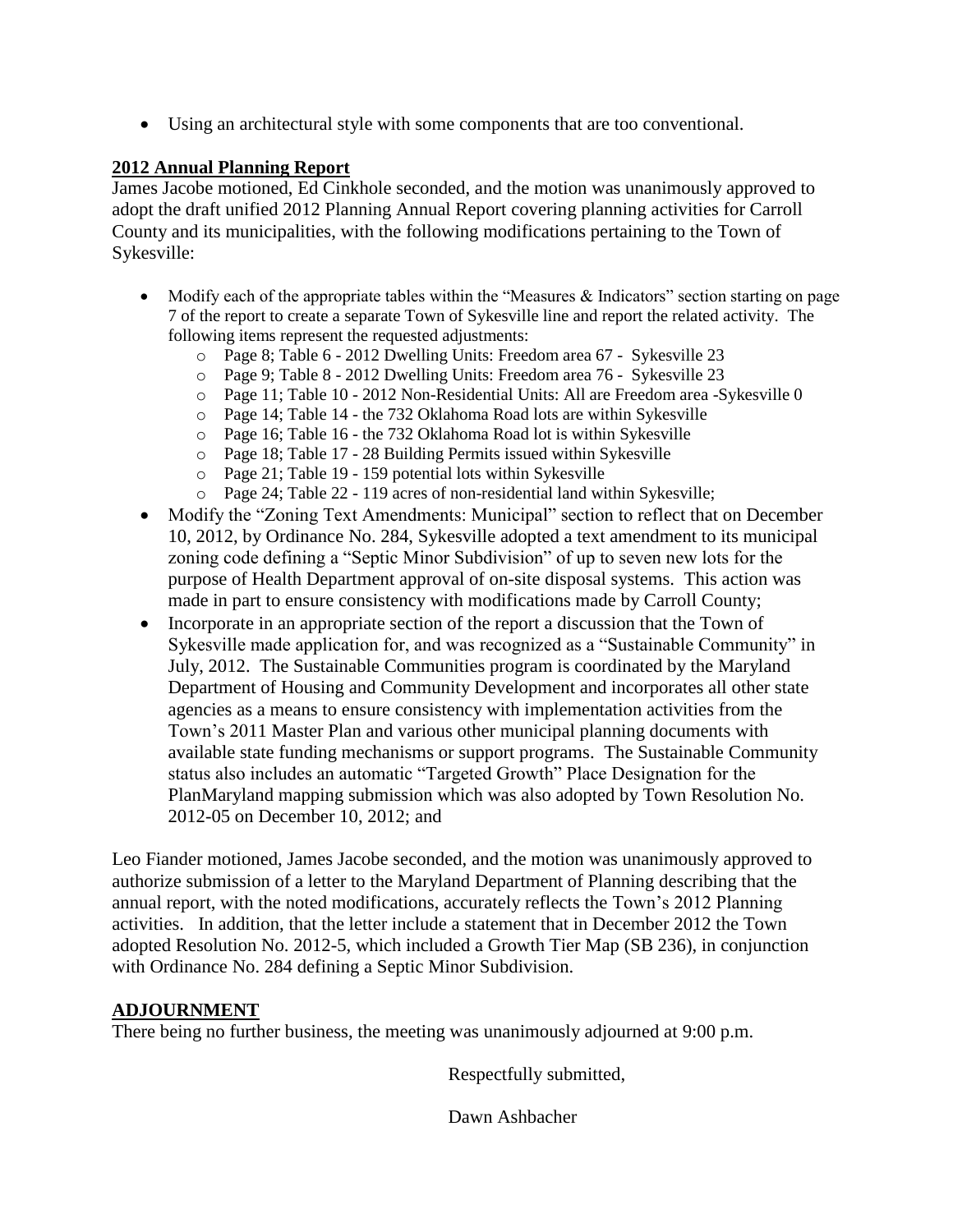- Using an architectural style with some components that are too conventional.

**2012 Annual Planning Report**

James Jacobe motioned, Ed Cinkhole seconded, and the motion was unanimously approved to adopt the draft unified 2012 Planning Annual Report covering planning activities for Carroll County and its municipalities, with the following modifications pertaining to the Town of Sykesville:

- Modify each of the appropriate tables within the "Measures & Indicators" section starting on page 7 of the report to create a separate Town of Sykesville line and report the related activity. The following items represent the requested adjustments:
  - Page 8; Table 6 - 2012 Dwelling Units: Freedom area 67 - Sykesville 23
  - Page 9; Table 8 - 2012 Dwelling Units: Freedom area 76 - Sykesville 23
  - Page 11; Table 10 - 2012 Non-Residential Units: All are Freedom area -Sykesville 0
  - Page 14; Table 14 - the 732 Oklahoma Road lots are within Sykesville
  - Page 16; Table 16 - the 732 Oklahoma Road lot is within Sykesville
  - Page 18; Table 17 - 28 Building Permits issued within Sykesville
  - Page 21; Table 19 - 159 potential lots within Sykesville
  - Page 24; Table 22 - 119 acres of non-residential land within Sykesville;
- Modify the "Zoning Text Amendments: Municipal" section to reflect that on December 10, 2012, by Ordinance No. 284, Sykesville adopted a text amendment to its municipal zoning code defining a "Septic Minor Subdivision" of up to seven new lots for the purpose of Health Department approval of on-site disposal systems. This action was made in part to ensure consistency with modifications made by Carroll County;
- Incorporate in an appropriate section of the report a discussion that the Town of Sykesville made application for, and was recognized as a "Sustainable Community" in July, 2012. The Sustainable Communities program is coordinated by the Maryland Department of Housing and Community Development and incorporates all other state agencies as a means to ensure consistency with implementation activities from the Town's 2011 Master Plan and various other municipal planning documents with available state funding mechanisms or support programs. The Sustainable Community status also includes an automatic "Targeted Growth" Place Designation for the PlanMaryland mapping submission which was also adopted by Town Resolution No. 2012-05 on December 10, 2012; and

Leo Fiander motioned, James Jacobe seconded, and the motion was unanimously approved to authorize submission of a letter to the Maryland Department of Planning describing that the annual report, with the noted modifications, accurately reflects the Town's 2012 Planning activities. In addition, that the letter include a statement that in December 2012 the Town adopted Resolution No. 2012-5, which included a Growth Tier Map (SB 236), in conjunction with Ordinance No. 284 defining a Septic Minor Subdivision.

**ADJOURNMENT**

There being no further business, the meeting was unanimously adjourned at 9:00 p.m.

Respectfully submitted,

Dawn Ashbacher